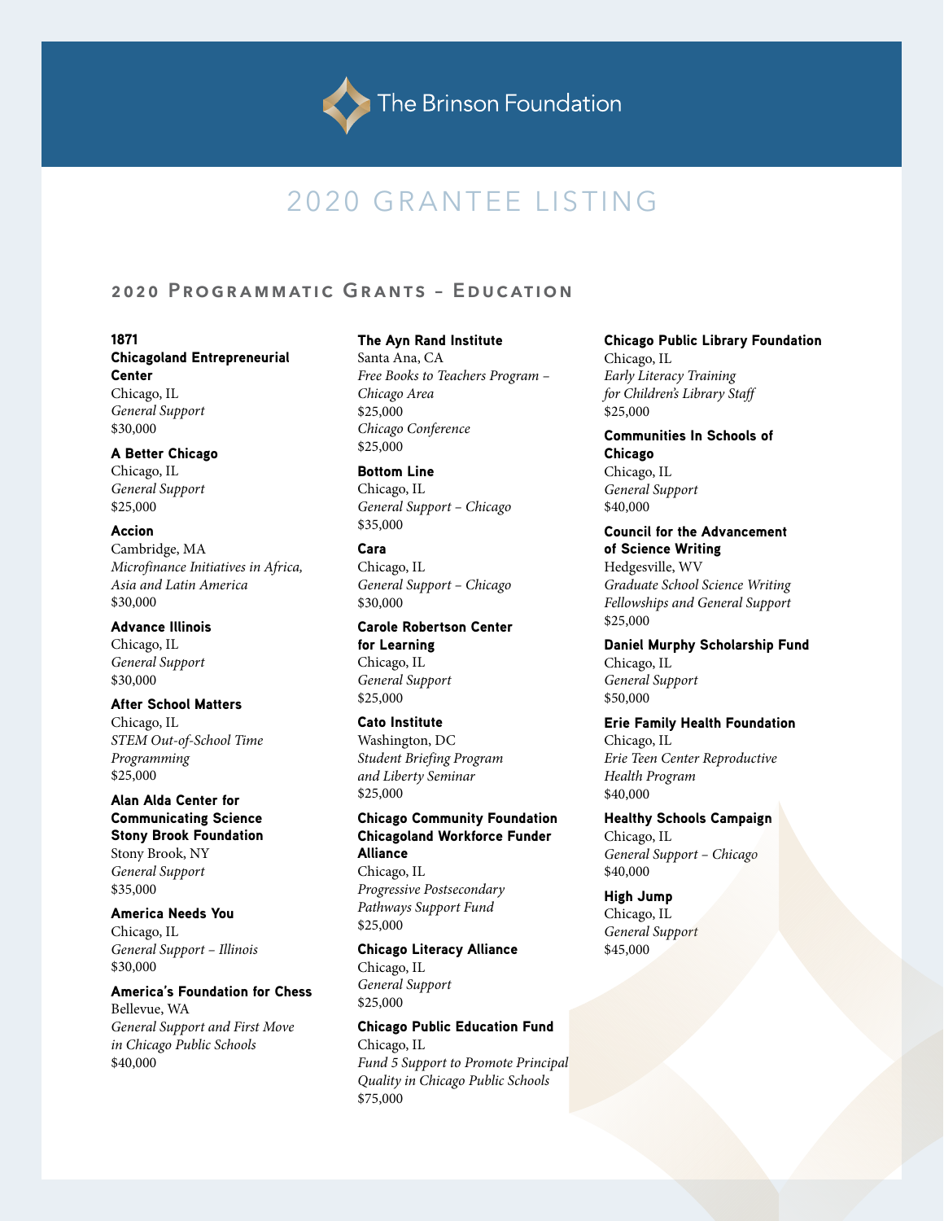# The Brinson Foundation

## 2020 GRANTEE LISTING

### 2020 Programmatic Grants – Education

**1871**
**Chicagoland Entrepreneurial Center**
Chicago, IL
*General Support*
$30,000

**A Better Chicago**
Chicago, IL
*General Support*
$25,000

**Accion**
Cambridge, MA
*Microfinance Initiatives in Africa, Asia and Latin America*
$30,000

**Advance Illinois**
Chicago, IL
*General Support*
$30,000

**After School Matters**
Chicago, IL
*STEM Out-of-School Time Programming*
$25,000

**Alan Alda Center for Communicating Science Stony Brook Foundation**
Stony Brook, NY
*General Support*
$35,000

**America Needs You**
Chicago, IL
*General Support – Illinois*
$30,000

**America's Foundation for Chess**
Bellevue, WA
*General Support and First Move in Chicago Public Schools*
$40,000

**The Ayn Rand Institute**
Santa Ana, CA
*Free Books to Teachers Program – Chicago Area*
$25,000
*Chicago Conference*
$25,000

**Bottom Line**
Chicago, IL
*General Support – Chicago*
$35,000

**Cara**
Chicago, IL
*General Support – Chicago*
$30,000

**Carole Robertson Center for Learning**
Chicago, IL
*General Support*
$25,000

**Cato Institute**
Washington, DC
*Student Briefing Program and Liberty Seminar*
$25,000

**Chicago Community Foundation Chicagoland Workforce Funder Alliance**
Chicago, IL
*Progressive Postsecondary Pathways Support Fund*
$25,000

**Chicago Literacy Alliance**
Chicago, IL
*General Support*
$25,000

**Chicago Public Education Fund**
Chicago, IL
*Fund 5 Support to Promote Principal Quality in Chicago Public Schools*
$75,000

**Chicago Public Library Foundation**
Chicago, IL
*Early Literacy Training for Children's Library Staff*
$25,000

**Communities In Schools of Chicago**
Chicago, IL
*General Support*
$40,000

**Council for the Advancement of Science Writing**
Hedgesville, WV
*Graduate School Science Writing Fellowships and General Support*
$25,000

**Daniel Murphy Scholarship Fund**
Chicago, IL
*General Support*
$50,000

**Erie Family Health Foundation**
Chicago, IL
*Erie Teen Center Reproductive Health Program*
$40,000

**Healthy Schools Campaign**
Chicago, IL
*General Support – Chicago*
$40,000

**High Jump**
Chicago, IL
*General Support*
$45,000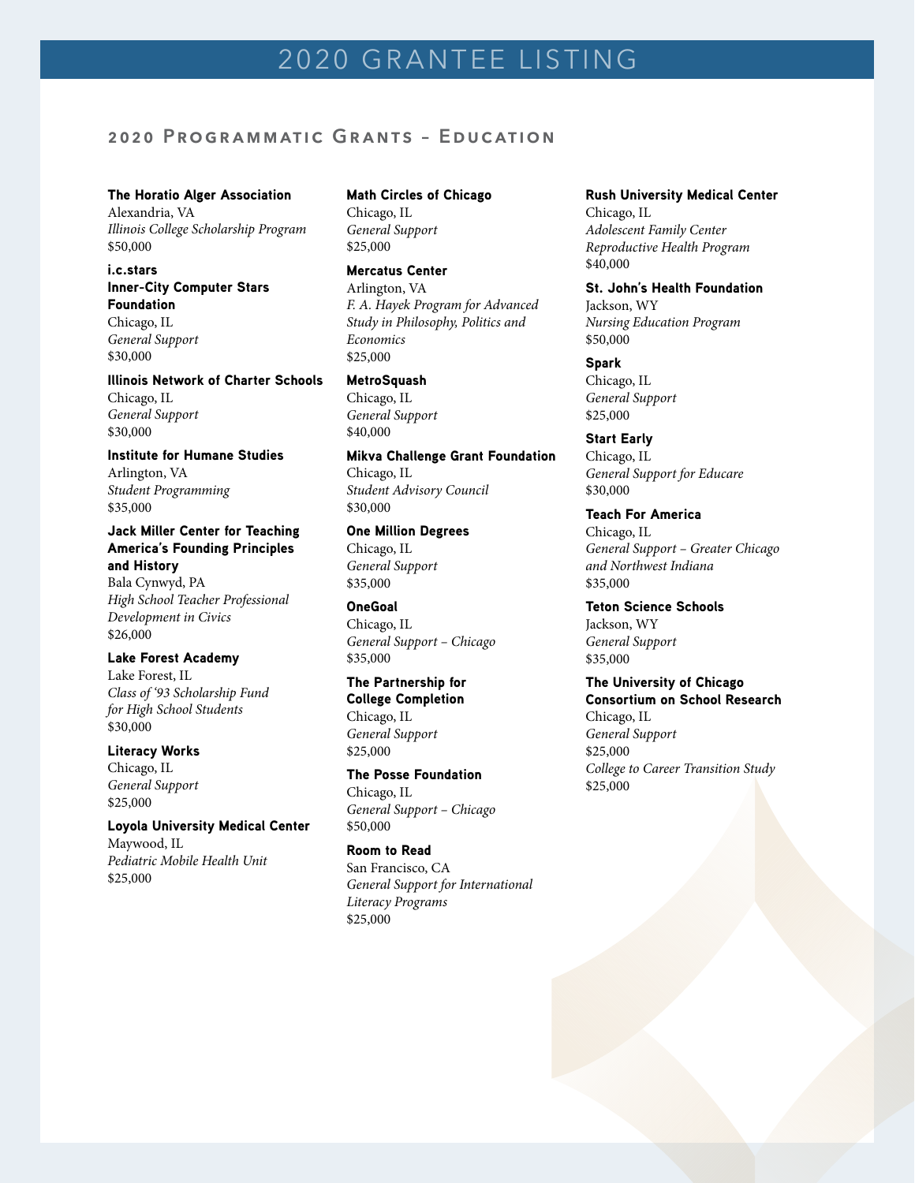# 2020 GRANTEE LISTING

## 2020 Programmatic Grants – Education

**The Horatio Alger Association**
Alexandria, VA
*Illinois College Scholarship Program*
$50,000

**i.c.stars**
**Inner-City Computer Stars Foundation**
Chicago, IL
*General Support*
$30,000

**Illinois Network of Charter Schools**
Chicago, IL
*General Support*
$30,000

**Institute for Humane Studies**
Arlington, VA
*Student Programming*
$35,000

**Jack Miller Center for Teaching America's Founding Principles and History**
Bala Cynwyd, PA
*High School Teacher Professional Development in Civics*
$26,000

**Lake Forest Academy**
Lake Forest, IL
*Class of '93 Scholarship Fund for High School Students*
$30,000

**Literacy Works**
Chicago, IL
*General Support*
$25,000

**Loyola University Medical Center**
Maywood, IL
*Pediatric Mobile Health Unit*
$25,000

**Math Circles of Chicago**
Chicago, IL
*General Support*
$25,000

**Mercatus Center**
Arlington, VA
*F. A. Hayek Program for Advanced Study in Philosophy, Politics and Economics*
$25,000

**MetroSquash**
Chicago, IL
*General Support*
$40,000

**Mikva Challenge Grant Foundation**
Chicago, IL
*Student Advisory Council*
$30,000

**One Million Degrees**
Chicago, IL
*General Support*
$35,000

**OneGoal**
Chicago, IL
*General Support – Chicago*
$35,000

**The Partnership for College Completion**
Chicago, IL
*General Support*
$25,000

**The Posse Foundation**
Chicago, IL
*General Support – Chicago*
$50,000

**Room to Read**
San Francisco, CA
*General Support for International Literacy Programs*
$25,000

**Rush University Medical Center**
Chicago, IL
*Adolescent Family Center Reproductive Health Program*
$40,000

**St. John's Health Foundation**
Jackson, WY
*Nursing Education Program*
$50,000

**Spark**
Chicago, IL
*General Support*
$25,000

**Start Early**
Chicago, IL
*General Support for Educare*
$30,000

**Teach For America**
Chicago, IL
*General Support – Greater Chicago and Northwest Indiana*
$35,000

**Teton Science Schools**
Jackson, WY
*General Support*
$35,000

**The University of Chicago Consortium on School Research**
Chicago, IL
*General Support*
$25,000
*College to Career Transition Study*
$25,000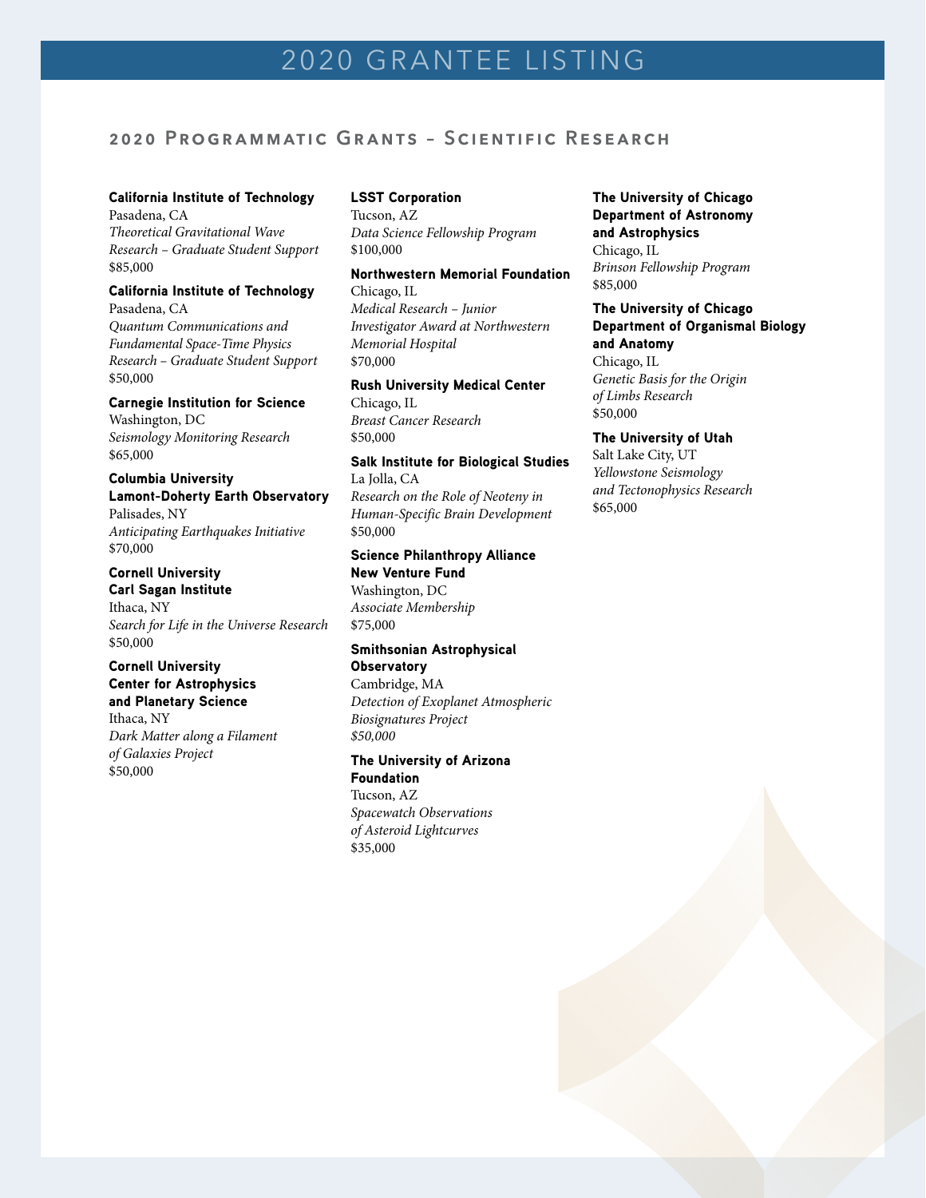# 2020 GRANTEE LISTING

## 2020 Programmatic Grants – Scientific Research

**California Institute of Technology**
Pasadena, CA
*Theoretical Gravitational Wave Research – Graduate Student Support*
$85,000

**California Institute of Technology**
Pasadena, CA
*Quantum Communications and Fundamental Space-Time Physics Research – Graduate Student Support*
$50,000

**Carnegie Institution for Science**
Washington, DC
*Seismology Monitoring Research*
$65,000

**Columbia University**
**Lamont-Doherty Earth Observatory**
Palisades, NY
*Anticipating Earthquakes Initiative*
$70,000

**Cornell University**
**Carl Sagan Institute**
Ithaca, NY
*Search for Life in the Universe Research*
$50,000

**Cornell University**
**Center for Astrophysics and Planetary Science**
Ithaca, NY
*Dark Matter along a Filament of Galaxies Project*
$50,000

**LSST Corporation**
Tucson, AZ
*Data Science Fellowship Program*
$100,000

**Northwestern Memorial Foundation**
Chicago, IL
*Medical Research – Junior Investigator Award at Northwestern Memorial Hospital*
$70,000

**Rush University Medical Center**
Chicago, IL
*Breast Cancer Research*
$50,000

**Salk Institute for Biological Studies**
La Jolla, CA
*Research on the Role of Neoteny in Human-Specific Brain Development*
$50,000

**Science Philanthropy Alliance**
**New Venture Fund**
Washington, DC
*Associate Membership*
$75,000

**Smithsonian Astrophysical Observatory**
Cambridge, MA
*Detection of Exoplanet Atmospheric Biosignatures Project*
*$50,000*

**The University of Arizona Foundation**
Tucson, AZ
*Spacewatch Observations of Asteroid Lightcurves*
$35,000

**The University of Chicago**
**Department of Astronomy and Astrophysics**
Chicago, IL
*Brinson Fellowship Program*
$85,000

**The University of Chicago**
**Department of Organismal Biology and Anatomy**
Chicago, IL
*Genetic Basis for the Origin of Limbs Research*
$50,000

**The University of Utah**
Salt Lake City, UT
*Yellowstone Seismology and Tectonophysics Research*
$65,000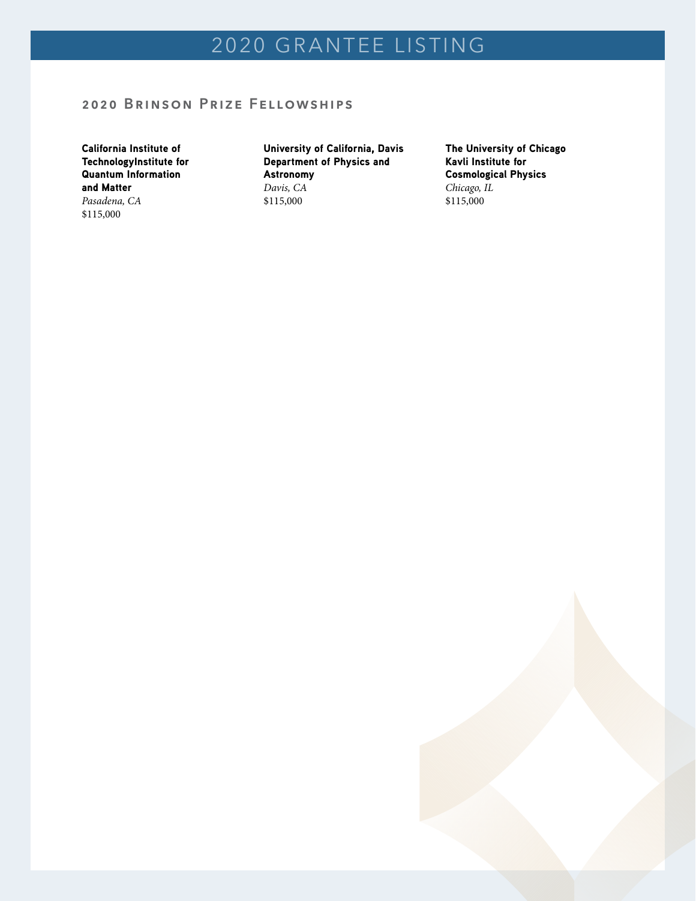# 2020 GRANTEE LISTING

## 2020 Brinson Prize Fellowships

**California Institute of TechnologyInstitute for Quantum Information and Matter**
*Pasadena, CA*
$115,000

**University of California, Davis Department of Physics and Astronomy**
*Davis, CA*
$115,000

**The University of Chicago Kavli Institute for Cosmological Physics**
*Chicago, IL*
$115,000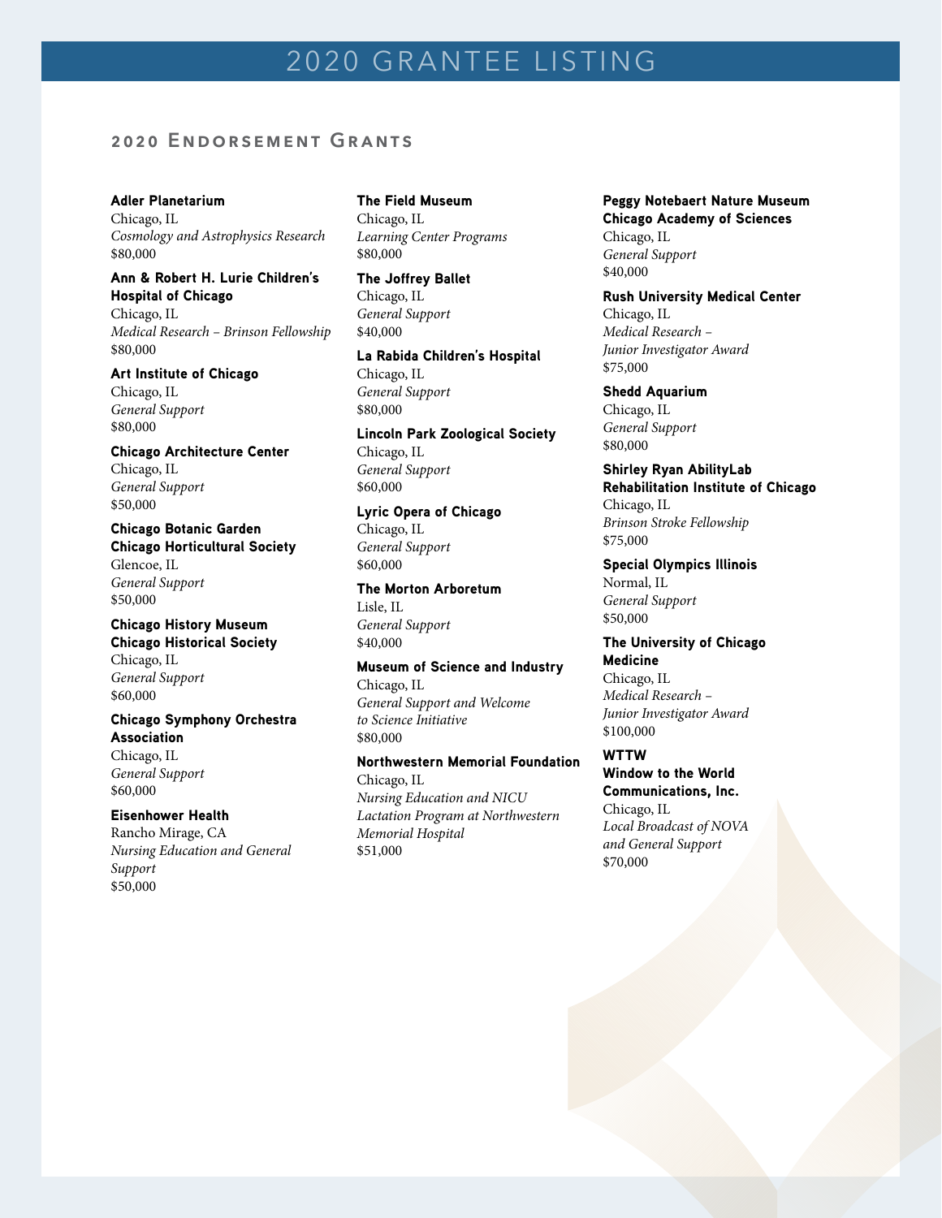# 2020 GRANTEE LISTING

## 2020 Endorsement Grants

**Adler Planetarium**
Chicago, IL
*Cosmology and Astrophysics Research*
$80,000

**Ann & Robert H. Lurie Children's Hospital of Chicago**
Chicago, IL
*Medical Research – Brinson Fellowship*
$80,000

**Art Institute of Chicago**
Chicago, IL
*General Support*
$80,000

**Chicago Architecture Center**
Chicago, IL
*General Support*
$50,000

**Chicago Botanic Garden**
**Chicago Horticultural Society**
Glencoe, IL
*General Support*
$50,000

**Chicago History Museum**
**Chicago Historical Society**
Chicago, IL
*General Support*
$60,000

**Chicago Symphony Orchestra Association**
Chicago, IL
*General Support*
$60,000

**Eisenhower Health**
Rancho Mirage, CA
*Nursing Education and General Support*
$50,000

**The Field Museum**
Chicago, IL
*Learning Center Programs*
$80,000

**The Joffrey Ballet**
Chicago, IL
*General Support*
$40,000

**La Rabida Children's Hospital**
Chicago, IL
*General Support*
$80,000

**Lincoln Park Zoological Society**
Chicago, IL
*General Support*
$60,000

**Lyric Opera of Chicago**
Chicago, IL
*General Support*
$60,000

**The Morton Arboretum**
Lisle, IL
*General Support*
$40,000

**Museum of Science and Industry**
Chicago, IL
*General Support and Welcome to Science Initiative*
$80,000

**Northwestern Memorial Foundation**
Chicago, IL
*Nursing Education and NICU Lactation Program at Northwestern Memorial Hospital*
$51,000

**Peggy Notebaert Nature Museum**
**Chicago Academy of Sciences**
Chicago, IL
*General Support*
$40,000

**Rush University Medical Center**
Chicago, IL
*Medical Research – Junior Investigator Award*
$75,000

**Shedd Aquarium**
Chicago, IL
*General Support*
$80,000

**Shirley Ryan AbilityLab**
**Rehabilitation Institute of Chicago**
Chicago, IL
*Brinson Stroke Fellowship*
$75,000

**Special Olympics Illinois**
Normal, IL
*General Support*
$50,000

**The University of Chicago Medicine**
Chicago, IL
*Medical Research – Junior Investigator Award*
$100,000

**WTTW**
**Window to the World Communications, Inc.**
Chicago, IL
*Local Broadcast of NOVA and General Support*
$70,000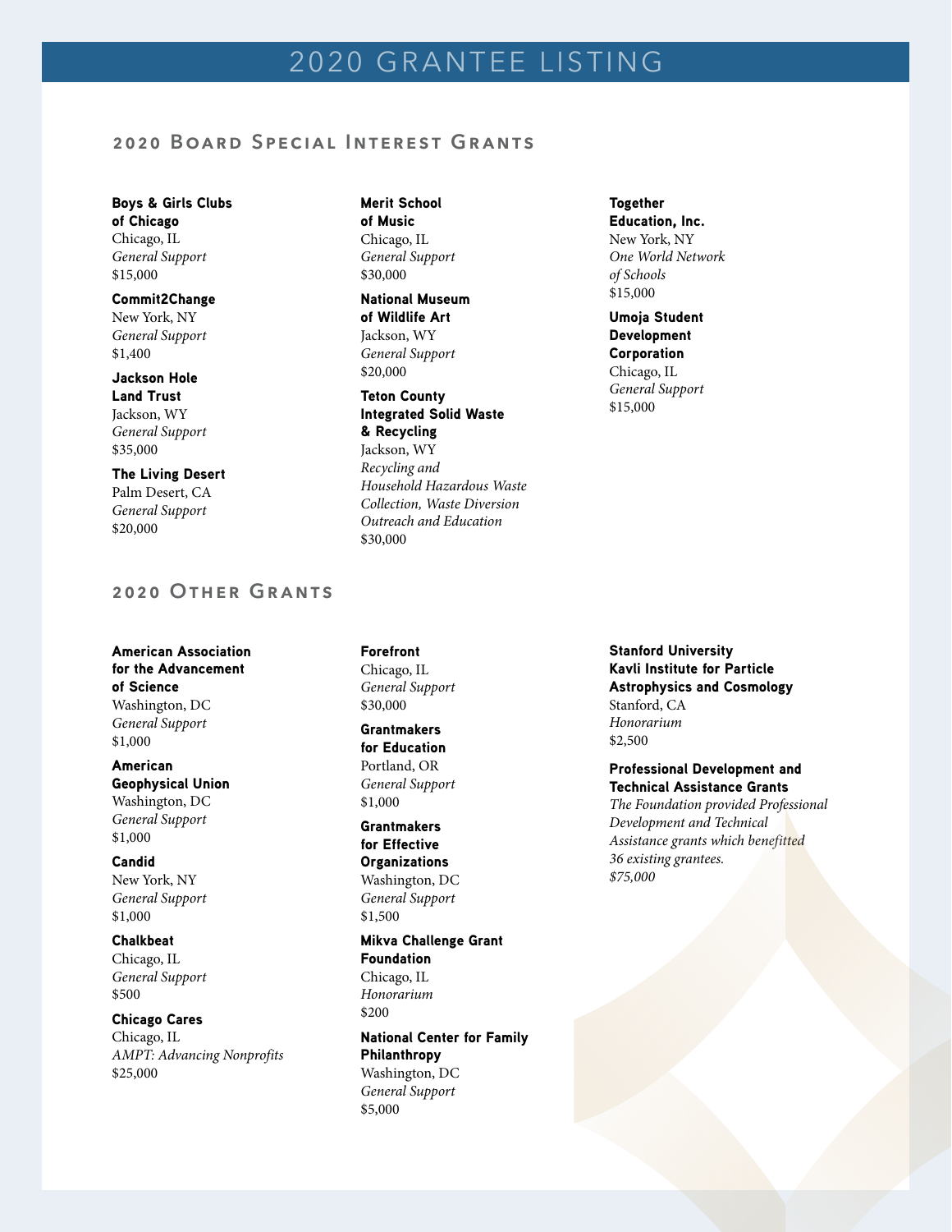# 2020 GRANTEE LISTING

## 2020 Board Special Interest Grants

**Boys & Girls Clubs of Chicago**
Chicago, IL
*General Support*
$15,000

**Commit2Change**
New York, NY
*General Support*
$1,400

**Jackson Hole Land Trust**
Jackson, WY
*General Support*
$35,000

**The Living Desert**
Palm Desert, CA
*General Support*
$20,000

**Merit School of Music**
Chicago, IL
*General Support*
$30,000

**National Museum of Wildlife Art**
Jackson, WY
*General Support*
$20,000

**Teton County Integrated Solid Waste & Recycling**
Jackson, WY
*Recycling and Household Hazardous Waste Collection, Waste Diversion Outreach and Education*
$30,000

**Together Education, Inc.**
New York, NY
*One World Network of Schools*
$15,000

**Umoja Student Development Corporation**
Chicago, IL
*General Support*
$15,000

## 2020 Other Grants

**American Association for the Advancement of Science**
Washington, DC
*General Support*
$1,000

**American Geophysical Union**
Washington, DC
*General Support*
$1,000

**Candid**
New York, NY
*General Support*
$1,000

**Chalkbeat**
Chicago, IL
*General Support*
$500

**Chicago Cares**
Chicago, IL
*AMPT: Advancing Nonprofits*
$25,000

**Forefront**
Chicago, IL
*General Support*
$30,000

**Grantmakers for Education**
Portland, OR
*General Support*
$1,000

**Grantmakers for Effective Organizations**
Washington, DC
*General Support*
$1,500

**Mikva Challenge Grant Foundation**
Chicago, IL
*Honorarium*
$200

**National Center for Family Philanthropy**
Washington, DC
*General Support*
$5,000

**Stanford University Kavli Institute for Particle Astrophysics and Cosmology**
Stanford, CA
*Honorarium*
$2,500

**Professional Development and Technical Assistance Grants**
*The Foundation provided Professional Development and Technical Assistance grants which benefitted 36 existing grantees.*
*$75,000*